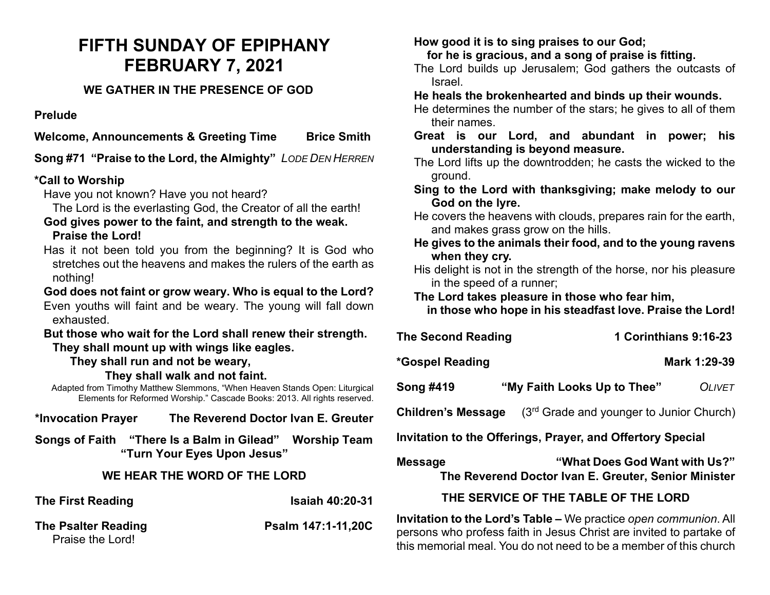# FIFTH SUNDAY OF EPIPHANY
# FEBRUARY 7, 2021

## WE GATHER IN THE PRESENCE OF GOD

**Prelude**

**Welcome, Announcements & Greeting Time** **Brice Smith**

**Song #71 "Praise to the Lord, the Almighty"** *LODE DEN HERREN*

**\*Call to Worship**

Have you not known? Have you not heard?
The Lord is the everlasting God, the Creator of all the earth!

**God gives power to the faint, and strength to the weak. Praise the Lord!**

Has it not been told you from the beginning? It is God who stretches out the heavens and makes the rulers of the earth as nothing!

**God does not faint or grow weary. Who is equal to the Lord?**

Even youths will faint and be weary. The young will fall down exhausted.

**But those who wait for the Lord shall renew their strength.**
**They shall mount up with wings like eagles.**
**They shall run and not be weary,**
**They shall walk and not faint.**

Adapted from Timothy Matthew Slemmons, "When Heaven Stands Open: Liturgical Elements for Reformed Worship." Cascade Books: 2013. All rights reserved.

**\*Invocation Prayer** **The Reverend Doctor Ivan E. Greuter**

**Songs of Faith "There Is a Balm in Gilead" Worship Team**
**"Turn Your Eyes Upon Jesus"**

## WE HEAR THE WORD OF THE LORD

**The First Reading** **Isaiah 40:20-31**

**The Psalter Reading** **Psalm 147:1-11,20C**

Praise the Lord!

**How good it is to sing praises to our God;**
**for he is gracious, and a song of praise is fitting.**

The Lord builds up Jerusalem; God gathers the outcasts of Israel.

**He heals the brokenhearted and binds up their wounds.**

He determines the number of the stars; he gives to all of them their names.

**Great is our Lord, and abundant in power; his understanding is beyond measure.**

The Lord lifts up the downtrodden; he casts the wicked to the ground.

**Sing to the Lord with thanksgiving; make melody to our God on the lyre.**

He covers the heavens with clouds, prepares rain for the earth, and makes grass grow on the hills.

**He gives to the animals their food, and to the young ravens when they cry.**

His delight is not in the strength of the horse, nor his pleasure in the speed of a runner;

**The Lord takes pleasure in those who fear him,**
**in those who hope in his steadfast love. Praise the Lord!**

**The Second Reading** **1 Corinthians 9:16-23**

**\*Gospel Reading** **Mark 1:29-39**

**Song #419** **"My Faith Looks Up to Thee"** *OLIVET*

**Children's Message** (3rd Grade and younger to Junior Church)

**Invitation to the Offerings, Prayer, and Offertory Special**

**Message** **"What Does God Want with Us?"**
**The Reverend Doctor Ivan E. Greuter, Senior Minister**

## THE SERVICE OF THE TABLE OF THE LORD

**Invitation to the Lord's Table –** We practice *open communion*. All persons who profess faith in Jesus Christ are invited to partake of this memorial meal. You do not need to be a member of this church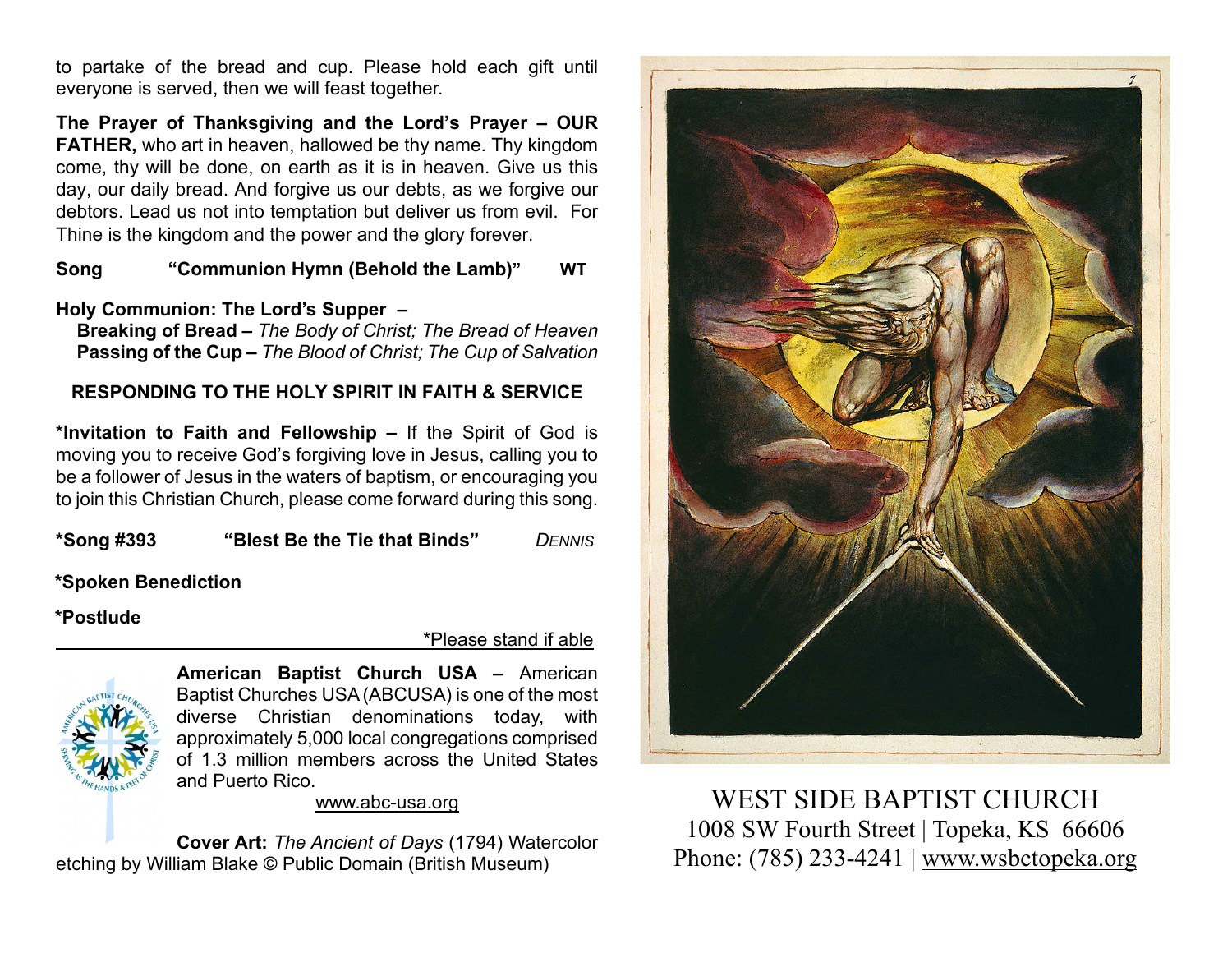to partake of the bread and cup. Please hold each gift until everyone is served, then we will feast together.

**The Prayer of Thanksgiving and the Lord's Prayer – OUR FATHER,** who art in heaven, hallowed be thy name. Thy kingdom come, thy will be done, on earth as it is in heaven. Give us this day, our daily bread. And forgive us our debts, as we forgive our debtors. Lead us not into temptation but deliver us from evil. For Thine is the kingdom and the power and the glory forever.

**Song "Communion Hymn (Behold the Lamb)" WT**

**Holy Communion: The Lord's Supper –**
**Breaking of Bread –** *The Body of Christ; The Bread of Heaven*
**Passing of the Cup –** *The Blood of Christ; The Cup of Salvation*

## RESPONDING TO THE HOLY SPIRIT IN FAITH & SERVICE

**\*Invitation to Faith and Fellowship –** If the Spirit of God is moving you to receive God's forgiving love in Jesus, calling you to be a follower of Jesus in the waters of baptism, or encouraging you to join this Christian Church, please come forward during this song.

**\*Song #393 "Blest Be the Tie that Binds"** *DENNIS*

**\*Spoken Benediction**

**\*Postlude**

\*Please stand if able

---

**American Baptist Church USA –** American Baptist Churches USA (ABCUSA) is one of the most diverse Christian denominations today, with approximately 5,000 local congregations comprised of 1.3 million members across the United States and Puerto Rico.
www.abc-usa.org

**Cover Art:** *The Ancient of Days* (1794) Watercolor etching by William Blake © Public Domain (British Museum)

WEST SIDE BAPTIST CHURCH
1008 SW Fourth Street | Topeka, KS 66606
Phone: (785) 233-4241 | www.wsbctopeka.org